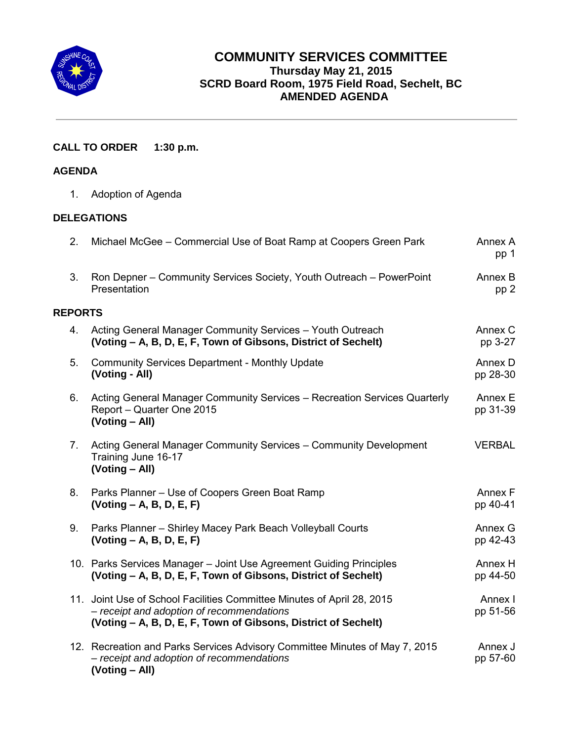# COMMUNITY SERVICES COMMITTEE

**Thursday May 21, 2015**
**SCRD Board Room, 1975 Field Road, Sechelt, BC**
**AMENDED AGENDA**

---

**CALL TO ORDER 1:30 p.m.**

**AGENDA**

1. Adoption of Agenda

**DELEGATIONS**

| | | |
|---|---|---|
| 2. | Michael McGee – Commercial Use of Boat Ramp at Coopers Green Park | Annex A pp 1 |
| 3. | Ron Depner – Community Services Society, Youth Outreach – PowerPoint Presentation | Annex B pp 2 |

**REPORTS**

| | | |
|---|---|---|
| 4. | Acting General Manager Community Services – Youth Outreach **(Voting – A, B, D, E, F, Town of Gibsons, District of Sechelt)** | Annex C pp 3-27 |
| 5. | Community Services Department - Monthly Update **(Voting - All)** | Annex D pp 28-30 |
| 6. | Acting General Manager Community Services – Recreation Services Quarterly Report – Quarter One 2015 **(Voting – All)** | Annex E pp 31-39 |
| 7. | Acting General Manager Community Services – Community Development Training June 16-17 **(Voting – All)** | VERBAL |
| 8. | Parks Planner – Use of Coopers Green Boat Ramp **(Voting – A, B, D, E, F)** | Annex F pp 40-41 |
| 9. | Parks Planner – Shirley Macey Park Beach Volleyball Courts **(Voting – A, B, D, E, F)** | Annex G pp 42-43 |
| 10. | Parks Services Manager – Joint Use Agreement Guiding Principles **(Voting – A, B, D, E, F, Town of Gibsons, District of Sechelt)** | Annex H pp 44-50 |
| 11. | Joint Use of School Facilities Committee Minutes of April 28, 2015 *– receipt and adoption of recommendations* **(Voting – A, B, D, E, F, Town of Gibsons, District of Sechelt)** | Annex I pp 51-56 |
| 12. | Recreation and Parks Services Advisory Committee Minutes of May 7, 2015 *– receipt and adoption of recommendations* **(Voting – All)** | Annex J pp 57-60 |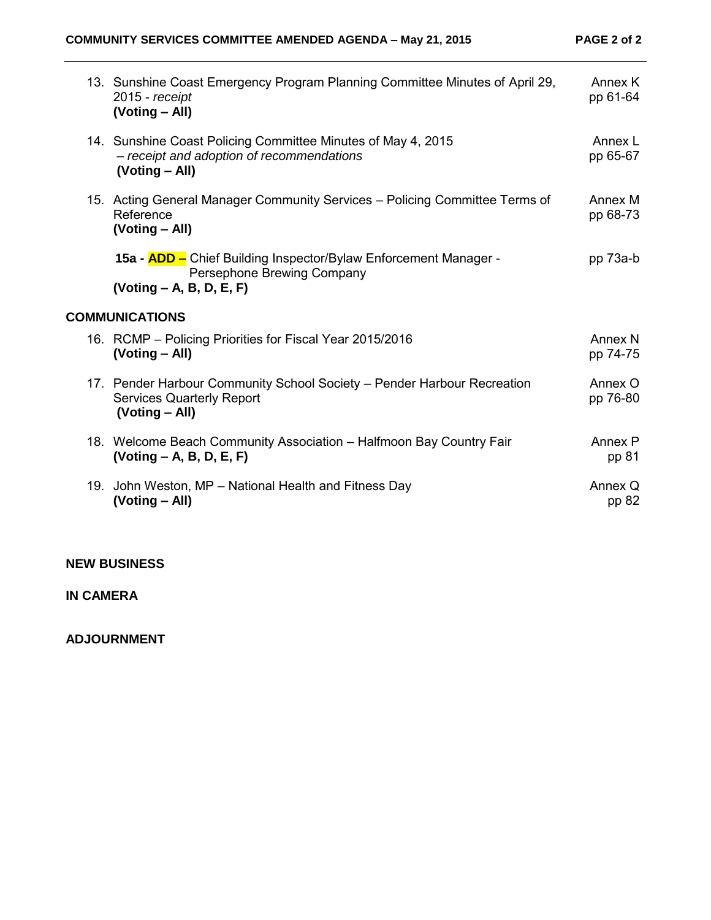13. Sunshine Coast Emergency Program Planning Committee Minutes of April 29, 2015 - *receipt* — Annex K pp 61-64
    **(Voting – All)**

14. Sunshine Coast Policing Committee Minutes of May 4, 2015 – *receipt and adoption of recommendations* — Annex L pp 65-67
    **(Voting – All)**

15. Acting General Manager Community Services – Policing Committee Terms of Reference — Annex M pp 68-73
    **(Voting – All)**

    **15a - ADD –** Chief Building Inspector/Bylaw Enforcement Manager - Persephone Brewing Company — pp 73a-b
    **(Voting – A, B, D, E, F)**

**COMMUNICATIONS**

16. RCMP – Policing Priorities for Fiscal Year 2015/2016 — Annex N pp 74-75
    **(Voting – All)**

17. Pender Harbour Community School Society – Pender Harbour Recreation Services Quarterly Report — Annex O pp 76-80
    **(Voting – All)**

18. Welcome Beach Community Association – Halfmoon Bay Country Fair — Annex P pp 81
    **(Voting – A, B, D, E, F)**

19. John Weston, MP – National Health and Fitness Day — Annex Q pp 82
    **(Voting – All)**

**NEW BUSINESS**

**IN CAMERA**

**ADJOURNMENT**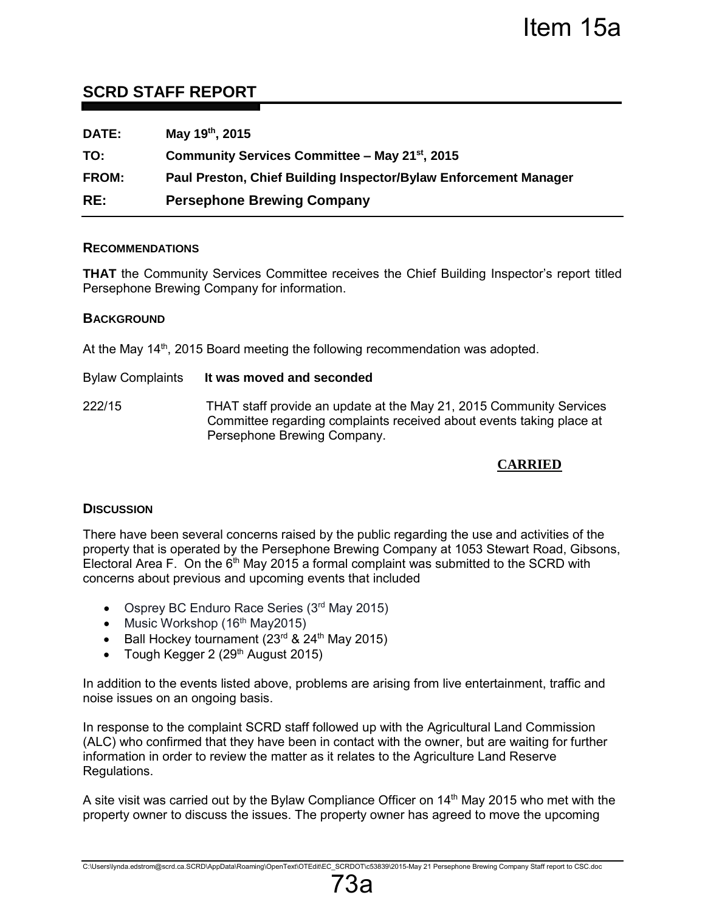Item 15a

## SCRD STAFF REPORT

**DATE:** May 19th, 2015

**TO:** Community Services Committee – May 21st, 2015

**FROM:** Paul Preston, Chief Building Inspector/Bylaw Enforcement Manager

**RE:** **Persephone Brewing Company**

### RECOMMENDATIONS

**THAT** the Community Services Committee receives the Chief Building Inspector's report titled Persephone Brewing Company for information.

### BACKGROUND

At the May 14th, 2015 Board meeting the following recommendation was adopted.

Bylaw Complaints **It was moved and seconded**

222/15 THAT staff provide an update at the May 21, 2015 Community Services Committee regarding complaints received about events taking place at Persephone Brewing Company.

**CARRIED**

### DISCUSSION

There have been several concerns raised by the public regarding the use and activities of the property that is operated by the Persephone Brewing Company at 1053 Stewart Road, Gibsons, Electoral Area F. On the 6th May 2015 a formal complaint was submitted to the SCRD with concerns about previous and upcoming events that included

- Osprey BC Enduro Race Series (3rd May 2015)
- Music Workshop (16th May2015)
- Ball Hockey tournament (23rd & 24th May 2015)
- Tough Kegger 2 (29th August 2015)

In addition to the events listed above, problems are arising from live entertainment, traffic and noise issues on an ongoing basis.

In response to the complaint SCRD staff followed up with the Agricultural Land Commission (ALC) who confirmed that they have been in contact with the owner, but are waiting for further information in order to review the matter as it relates to the Agriculture Land Reserve Regulations.

A site visit was carried out by the Bylaw Compliance Officer on 14th May 2015 who met with the property owner to discuss the issues. The property owner has agreed to move the upcoming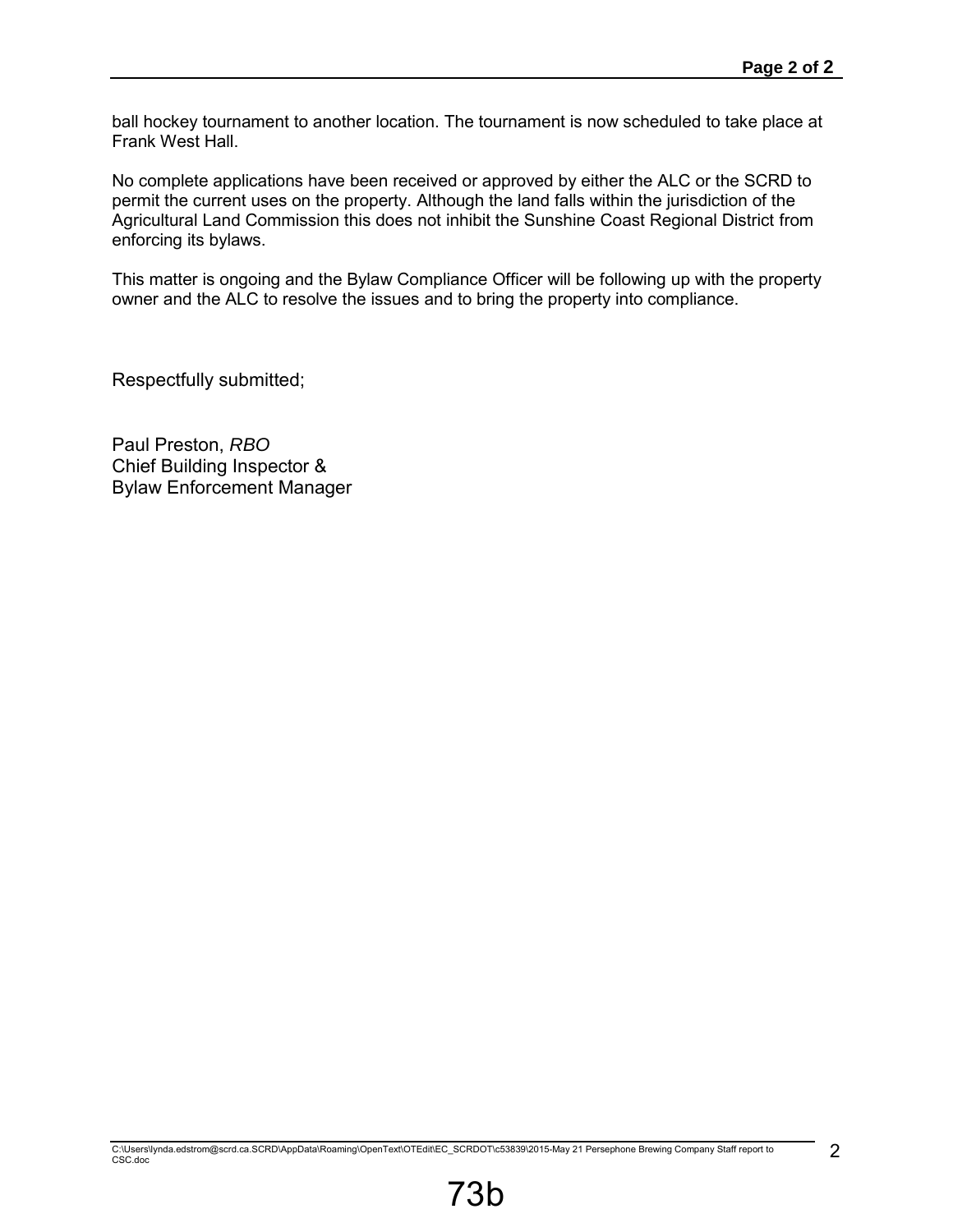ball hockey tournament to another location. The tournament is now scheduled to take place at Frank West Hall.

No complete applications have been received or approved by either the ALC or the SCRD to permit the current uses on the property. Although the land falls within the jurisdiction of the Agricultural Land Commission this does not inhibit the Sunshine Coast Regional District from enforcing its bylaws.

This matter is ongoing and the Bylaw Compliance Officer will be following up with the property owner and the ALC to resolve the issues and to bring the property into compliance.

Respectfully submitted;

Paul Preston, *RBO*
Chief Building Inspector &
Bylaw Enforcement Manager